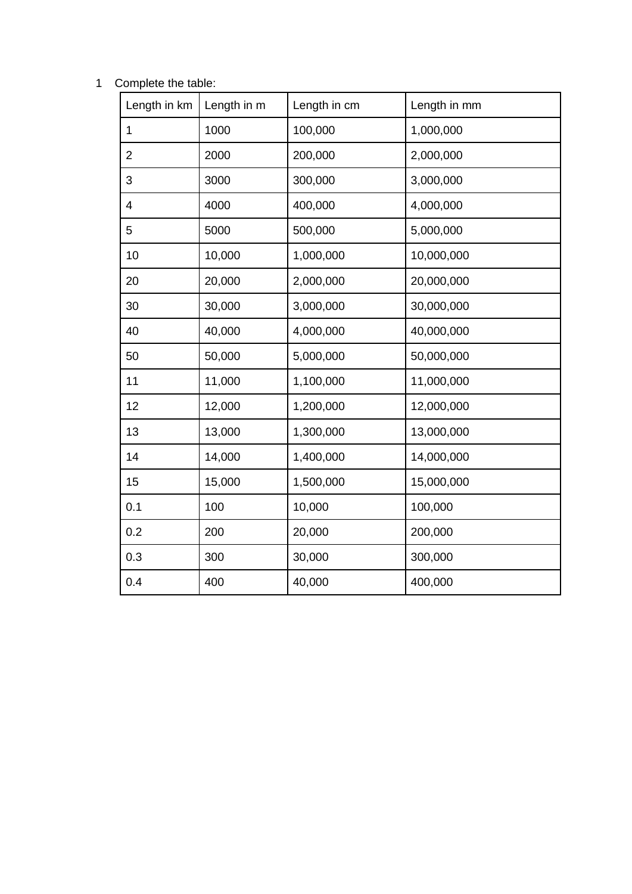1 Complete the table:

| Length in km | Length in m | Length in cm | Length in mm |
|---|---|---|---|
| 1 | 1000 | 100,000 | 1,000,000 |
| 2 | 2000 | 200,000 | 2,000,000 |
| 3 | 3000 | 300,000 | 3,000,000 |
| 4 | 4000 | 400,000 | 4,000,000 |
| 5 | 5000 | 500,000 | 5,000,000 |
| 10 | 10,000 | 1,000,000 | 10,000,000 |
| 20 | 20,000 | 2,000,000 | 20,000,000 |
| 30 | 30,000 | 3,000,000 | 30,000,000 |
| 40 | 40,000 | 4,000,000 | 40,000,000 |
| 50 | 50,000 | 5,000,000 | 50,000,000 |
| 11 | 11,000 | 1,100,000 | 11,000,000 |
| 12 | 12,000 | 1,200,000 | 12,000,000 |
| 13 | 13,000 | 1,300,000 | 13,000,000 |
| 14 | 14,000 | 1,400,000 | 14,000,000 |
| 15 | 15,000 | 1,500,000 | 15,000,000 |
| 0.1 | 100 | 10,000 | 100,000 |
| 0.2 | 200 | 20,000 | 200,000 |
| 0.3 | 300 | 30,000 | 300,000 |
| 0.4 | 400 | 40,000 | 400,000 |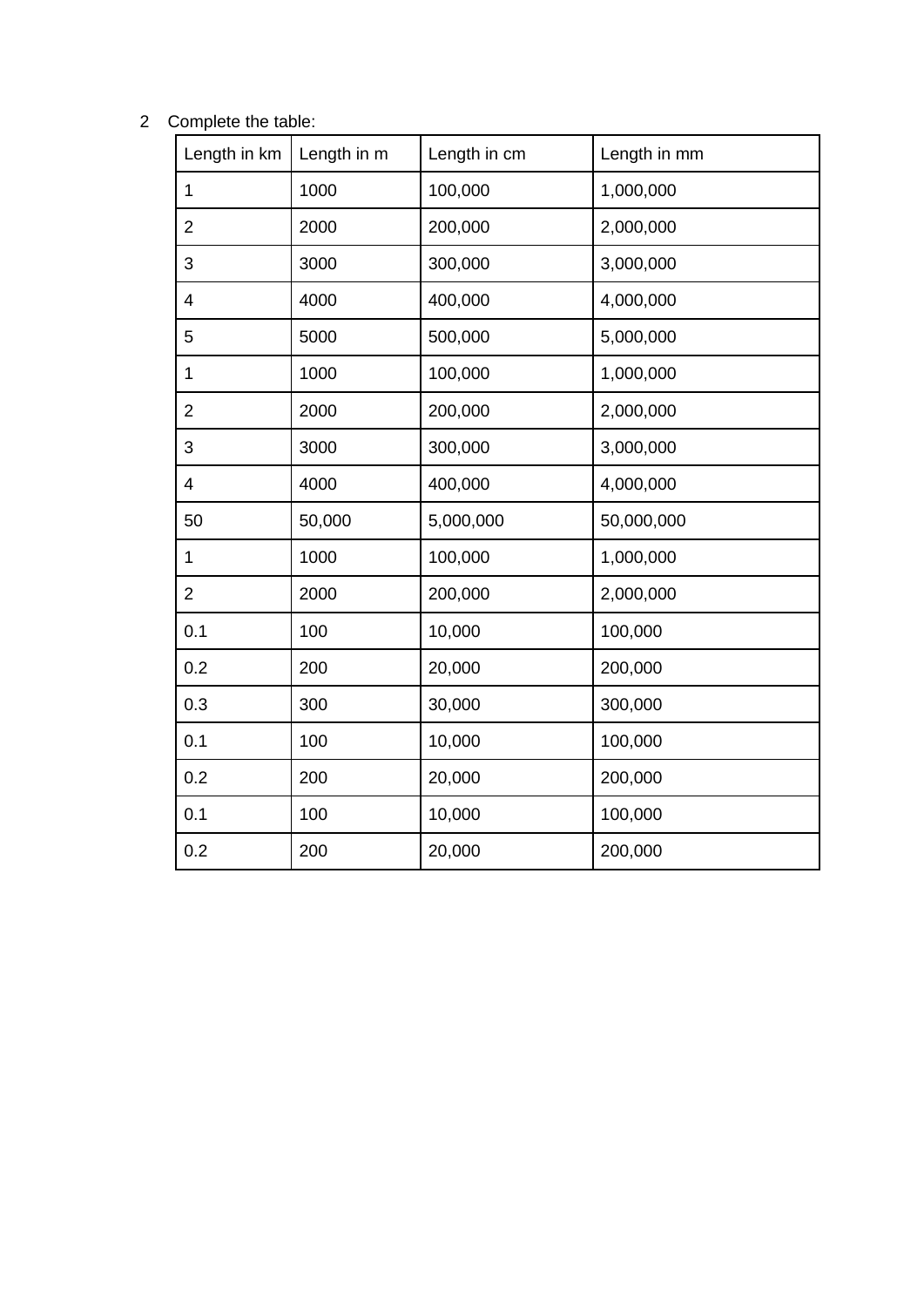2 Complete the table:

| Length in km | Length in m | Length in cm | Length in mm |
| --- | --- | --- | --- |
| 1 | 1000 | 100,000 | 1,000,000 |
| 2 | 2000 | 200,000 | 2,000,000 |
| 3 | 3000 | 300,000 | 3,000,000 |
| 4 | 4000 | 400,000 | 4,000,000 |
| 5 | 5000 | 500,000 | 5,000,000 |
| 1 | 1000 | 100,000 | 1,000,000 |
| 2 | 2000 | 200,000 | 2,000,000 |
| 3 | 3000 | 300,000 | 3,000,000 |
| 4 | 4000 | 400,000 | 4,000,000 |
| 50 | 50,000 | 5,000,000 | 50,000,000 |
| 1 | 1000 | 100,000 | 1,000,000 |
| 2 | 2000 | 200,000 | 2,000,000 |
| 0.1 | 100 | 10,000 | 100,000 |
| 0.2 | 200 | 20,000 | 200,000 |
| 0.3 | 300 | 30,000 | 300,000 |
| 0.1 | 100 | 10,000 | 100,000 |
| 0.2 | 200 | 20,000 | 200,000 |
| 0.1 | 100 | 10,000 | 100,000 |
| 0.2 | 200 | 20,000 | 200,000 |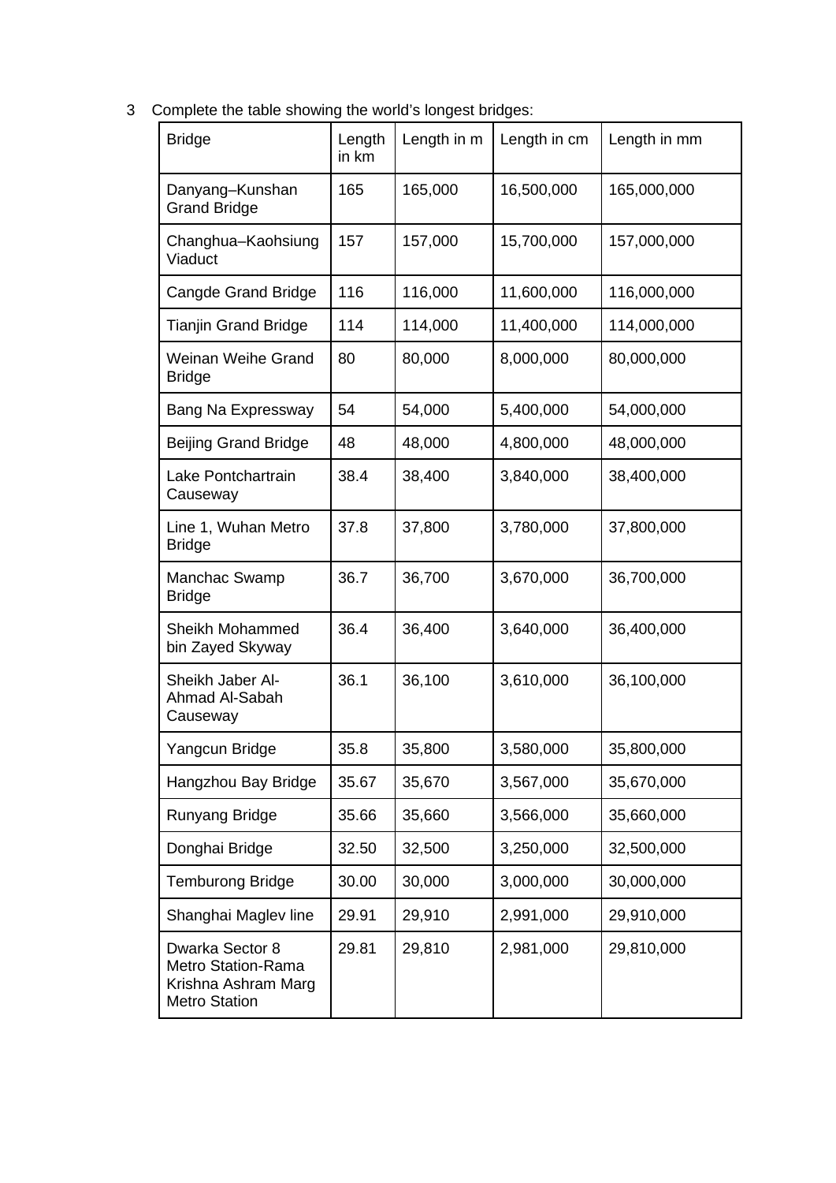3 Complete the table showing the world's longest bridges:

| Bridge | Length in km | Length in m | Length in cm | Length in mm |
|---|---|---|---|---|
| Danyang–Kunshan Grand Bridge | 165 | 165,000 | 16,500,000 | 165,000,000 |
| Changhua–Kaohsiung Viaduct | 157 | 157,000 | 15,700,000 | 157,000,000 |
| Cangde Grand Bridge | 116 | 116,000 | 11,600,000 | 116,000,000 |
| Tianjin Grand Bridge | 114 | 114,000 | 11,400,000 | 114,000,000 |
| Weinan Weihe Grand Bridge | 80 | 80,000 | 8,000,000 | 80,000,000 |
| Bang Na Expressway | 54 | 54,000 | 5,400,000 | 54,000,000 |
| Beijing Grand Bridge | 48 | 48,000 | 4,800,000 | 48,000,000 |
| Lake Pontchartrain Causeway | 38.4 | 38,400 | 3,840,000 | 38,400,000 |
| Line 1, Wuhan Metro Bridge | 37.8 | 37,800 | 3,780,000 | 37,800,000 |
| Manchac Swamp Bridge | 36.7 | 36,700 | 3,670,000 | 36,700,000 |
| Sheikh Mohammed bin Zayed Skyway | 36.4 | 36,400 | 3,640,000 | 36,400,000 |
| Sheikh Jaber Al-Ahmad Al-Sabah Causeway | 36.1 | 36,100 | 3,610,000 | 36,100,000 |
| Yangcun Bridge | 35.8 | 35,800 | 3,580,000 | 35,800,000 |
| Hangzhou Bay Bridge | 35.67 | 35,670 | 3,567,000 | 35,670,000 |
| Runyang Bridge | 35.66 | 35,660 | 3,566,000 | 35,660,000 |
| Donghai Bridge | 32.50 | 32,500 | 3,250,000 | 32,500,000 |
| Temburong Bridge | 30.00 | 30,000 | 3,000,000 | 30,000,000 |
| Shanghai Maglev line | 29.91 | 29,910 | 2,991,000 | 29,910,000 |
| Dwarka Sector 8 Metro Station-Rama Krishna Ashram Marg Metro Station | 29.81 | 29,810 | 2,981,000 | 29,810,000 |